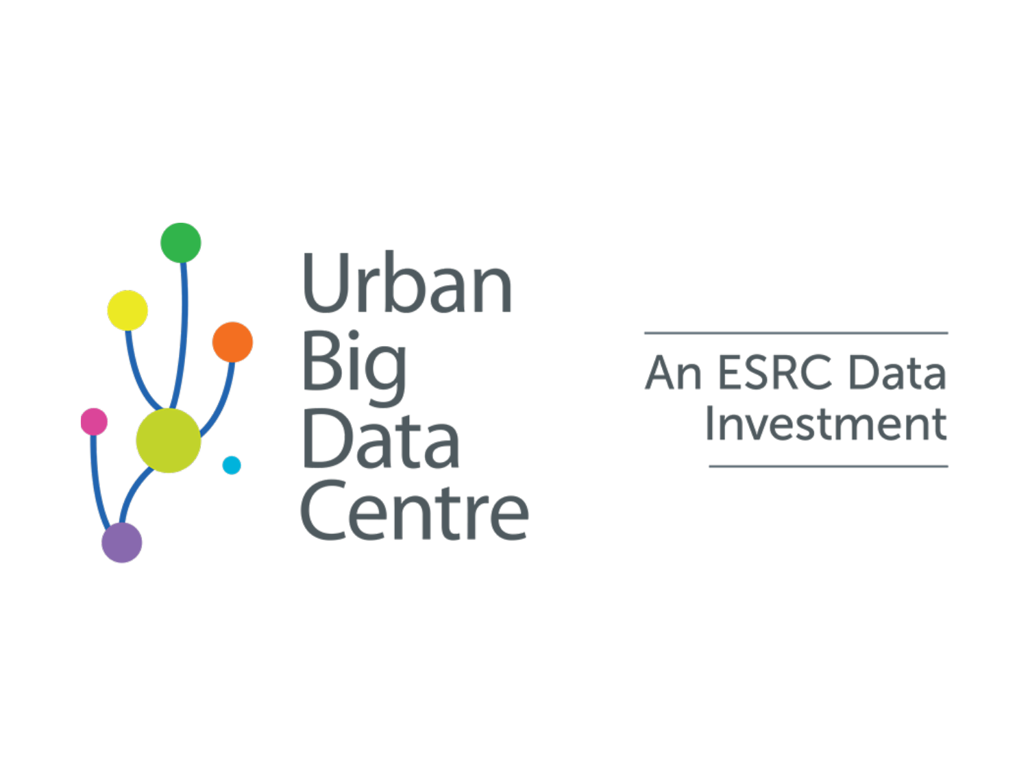Urban
Big
Data
Centre

An ESRC Data
Investment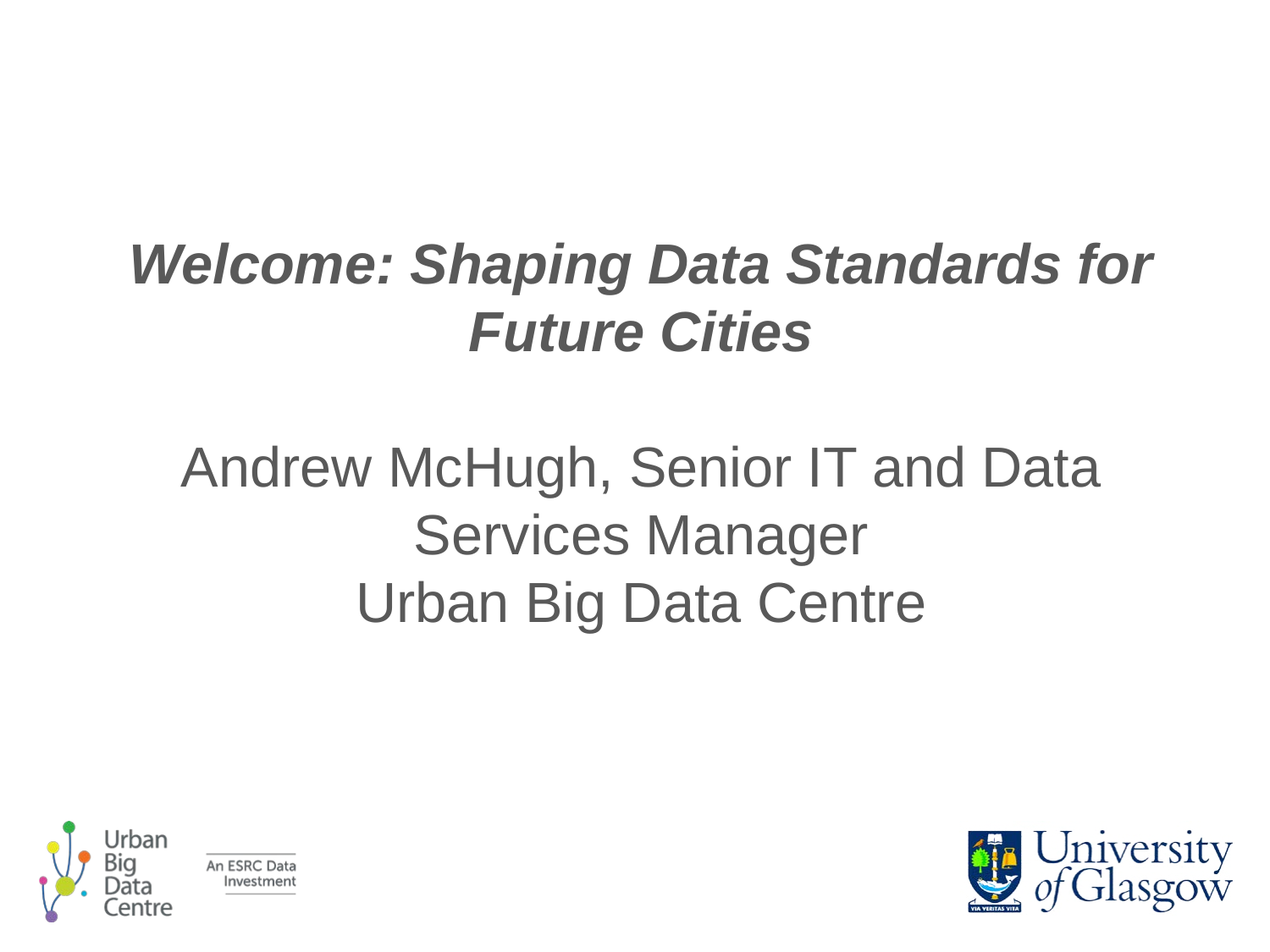# *Welcome: Shaping Data Standards for Future Cities*

Andrew McHugh, Senior IT and Data Services Manager
Urban Big Data Centre

Urban Big Data Centre

An ESRC Data Investment

University of Glasgow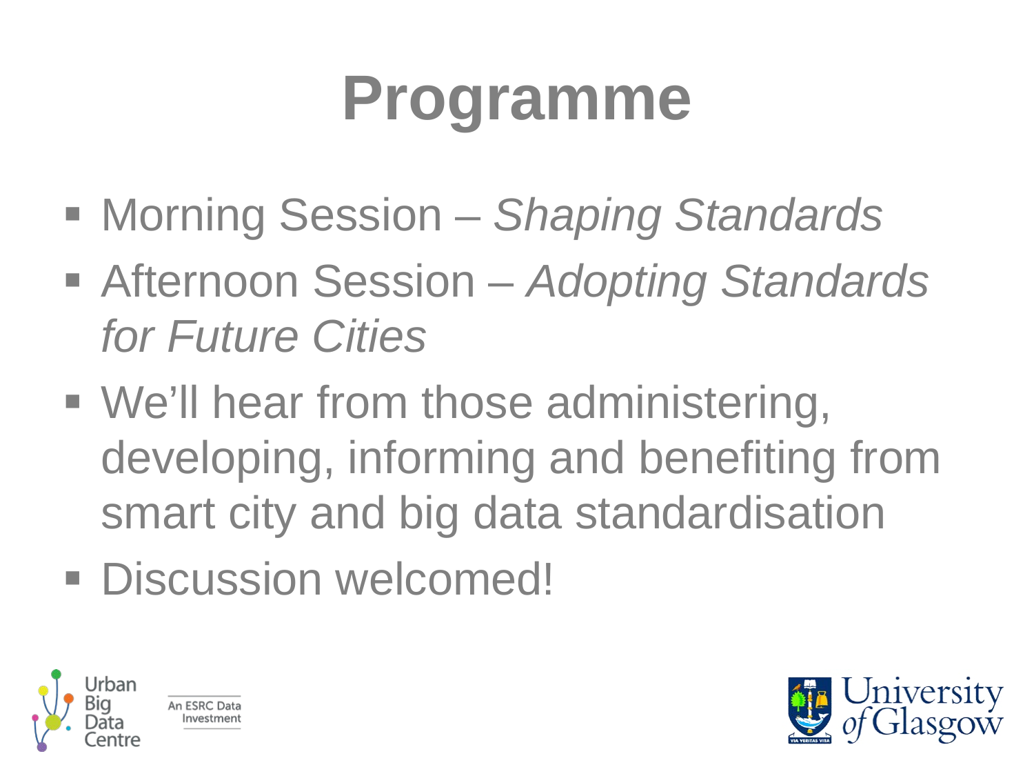# Programme

- Morning Session – *Shaping Standards*
- Afternoon Session – *Adopting Standards for Future Cities*
- We'll hear from those administering, developing, informing and benefiting from smart city and big data standardisation
- Discussion welcomed!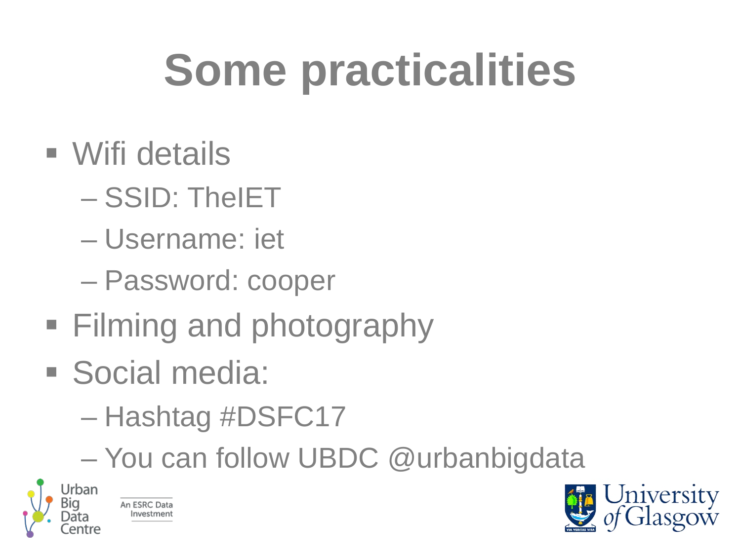# Some practicalities

- Wifi details
  - SSID: TheIET
  - Username: iet
  - Password: cooper
- Filming and photography
- Social media:
  - Hashtag #DSFC17
  - You can follow UBDC @urbanbigdata

Urban Big Data Centre

An ESRC Data Investment

University of Glasgow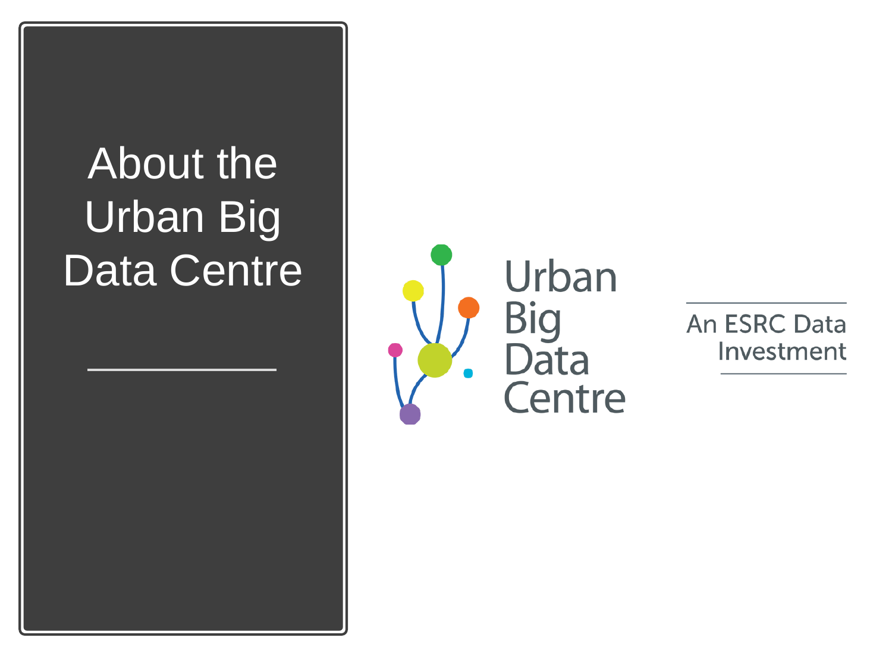# About the Urban Big Data Centre

Urban Big Data Centre

An ESRC Data Investment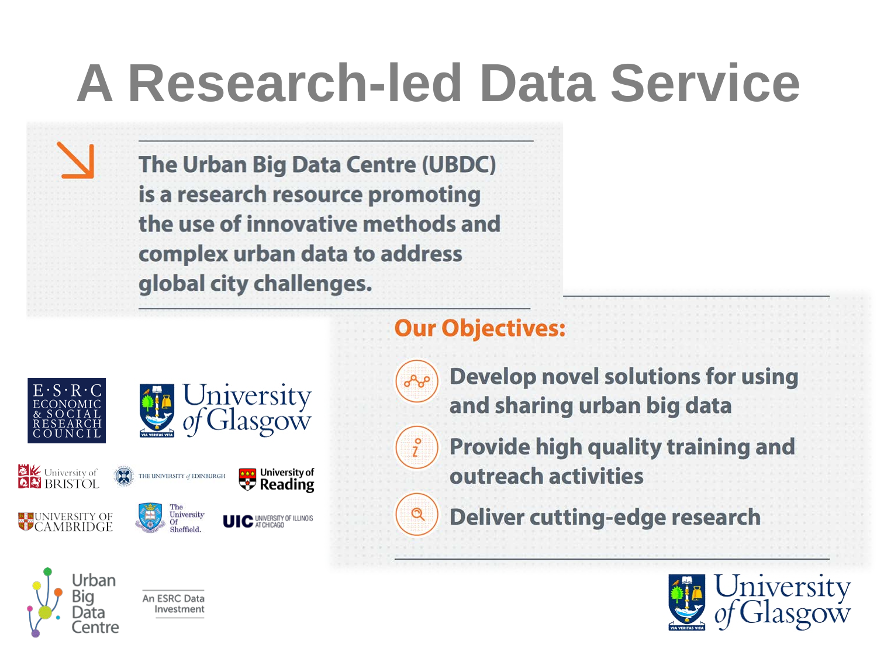# A Research-led Data Service

**The Urban Big Data Centre (UBDC) is a research resource promoting the use of innovative methods and complex urban data to address global city challenges.**

## Our Objectives:

- **Develop novel solutions for using and sharing urban big data**
- **Provide high quality training and outreach activities**
- **Deliver cutting-edge research**

E·S·R·C ECONOMIC & SOCIAL RESEARCH COUNCIL

University of Glasgow

University of Bristol

The University of Edinburgh

University of Reading

University of Cambridge

The University Of Sheffield.

UIC University of Illinois at Chicago

Urban Big Data Centre

An ESRC Data Investment

University of Glasgow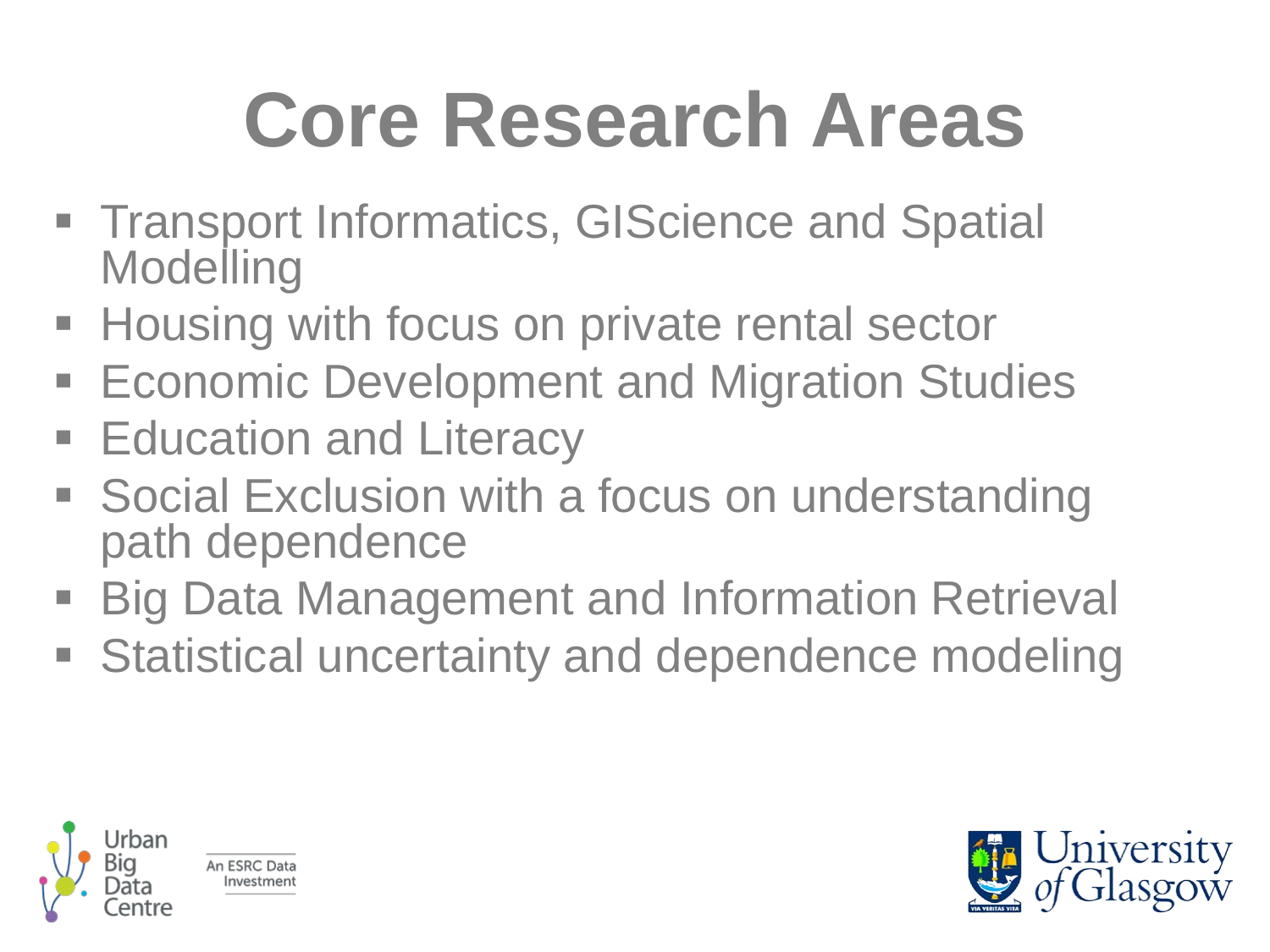# Core Research Areas

- Transport Informatics, GIScience and Spatial Modelling
- Housing with focus on private rental sector
- Economic Development and Migration Studies
- Education and Literacy
- Social Exclusion with a focus on understanding path dependence
- Big Data Management and Information Retrieval
- Statistical uncertainty and dependence modeling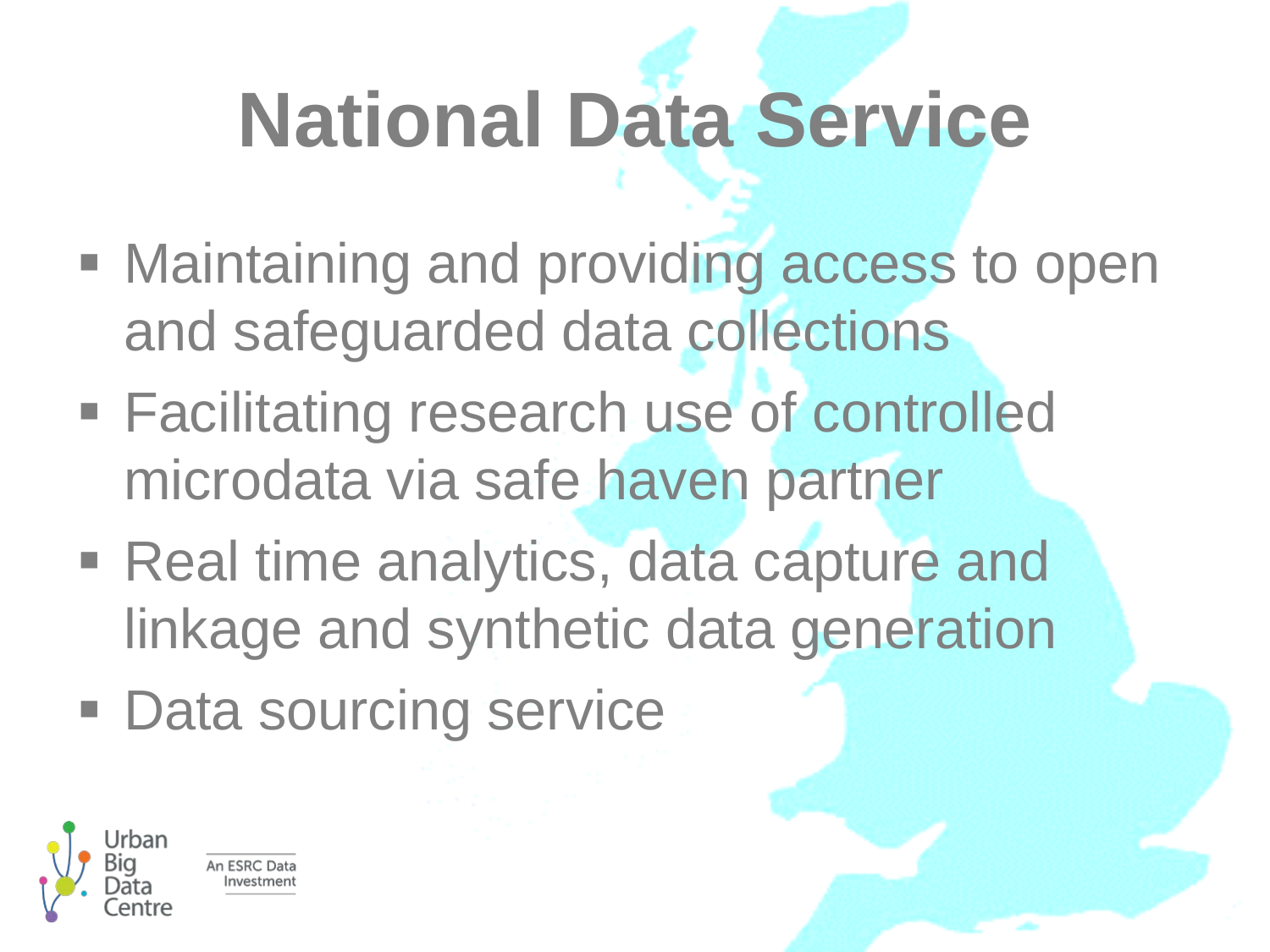# National Data Service

- Maintaining and providing access to open and safeguarded data collections
- Facilitating research use of controlled microdata via safe haven partner
- Real time analytics, data capture and linkage and synthetic data generation
- Data sourcing service

Urban Big Data Centre

An ESRC Data Investment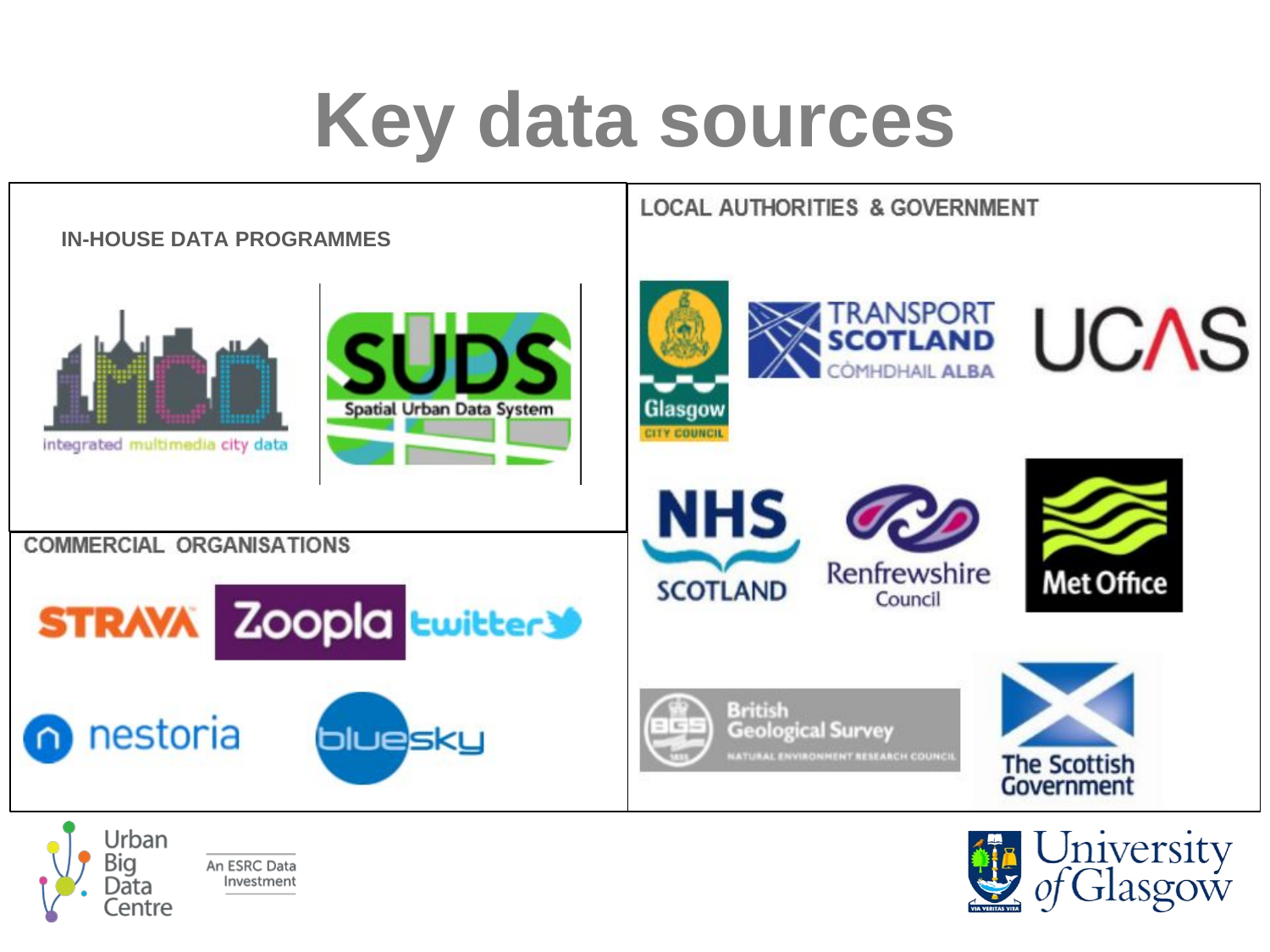# Key data sources

**IN-HOUSE DATA PROGRAMMES**

iMCD integrated multimedia city data

SUDS Spatial Urban Data System

**COMMERCIAL ORGANISATIONS**

STRAVA

Zoopla

twitter

nestoria

bluesky

**LOCAL AUTHORITIES & GOVERNMENT**

Glasgow City Council

Transport Scotland Còmhdhail Alba

UCAS

NHS Scotland

Renfrewshire Council

Met Office

British Geological Survey Natural Environment Research Council

The Scottish Government

Urban Big Data Centre

An ESRC Data Investment

University of Glasgow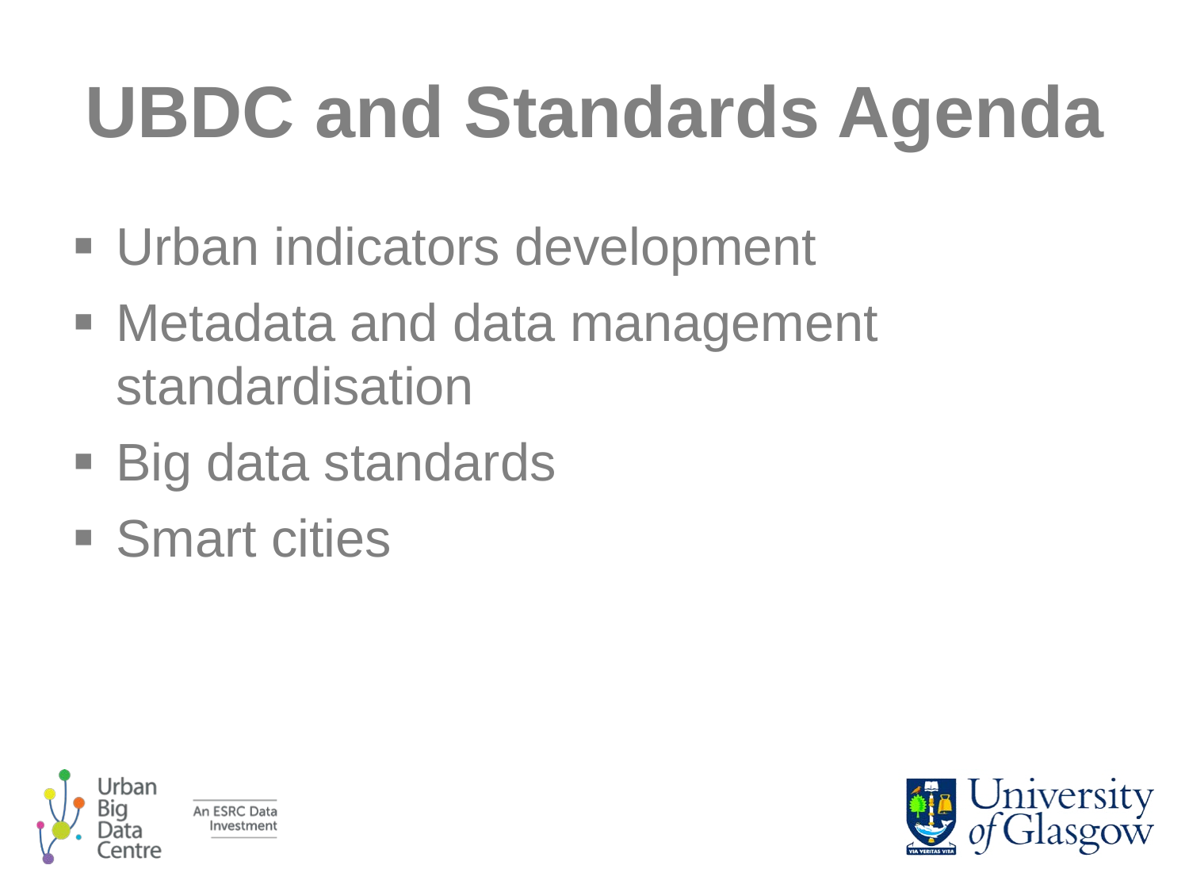# UBDC and Standards Agenda

- Urban indicators development
- Metadata and data management standardisation
- Big data standards
- Smart cities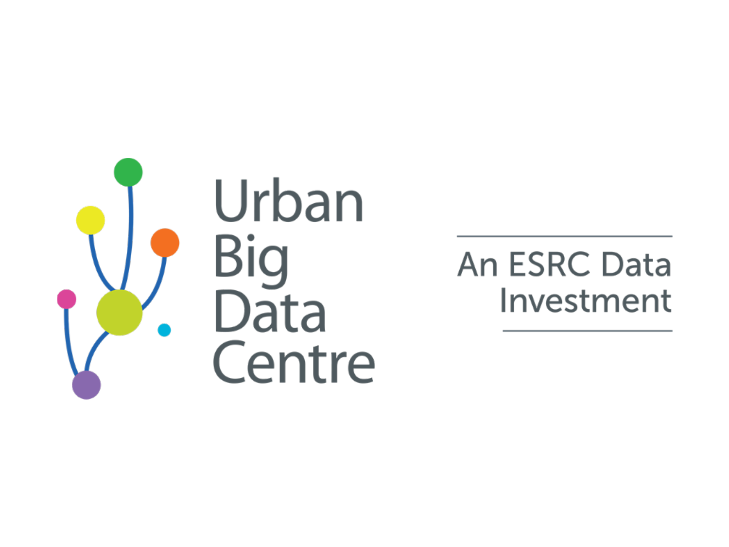Urban
Big
Data
Centre

An ESRC Data
Investment